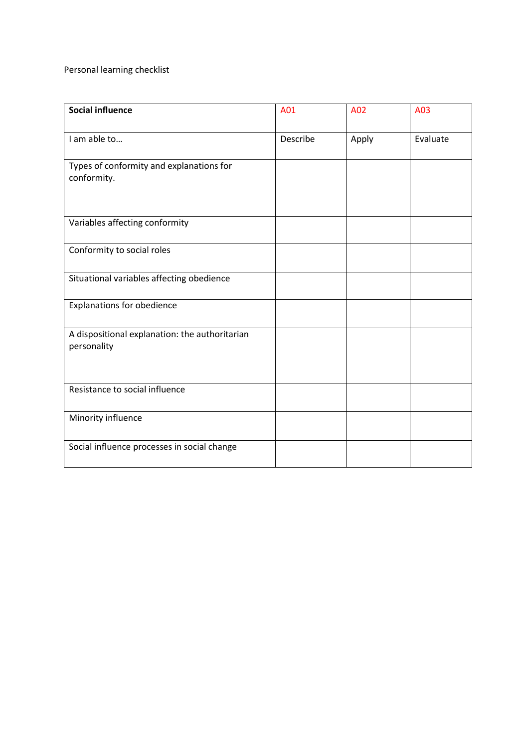Personal learning checklist

| **Social influence** | A01 | A02 | A03 |
|---|---|---|---|
| I am able to… | Describe | Apply | Evaluate |
| Types of conformity and explanations for conformity. | | | |
| Variables affecting conformity | | | |
| Conformity to social roles | | | |
| Situational variables affecting obedience | | | |
| Explanations for obedience | | | |
| A dispositional explanation: the authoritarian personality | | | |
| Resistance to social influence | | | |
| Minority influence | | | |
| Social influence processes in social change | | | |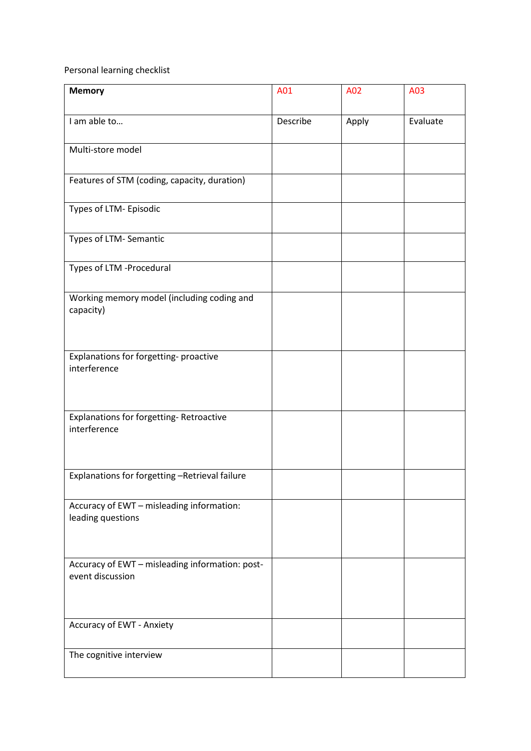Personal learning checklist

| **Memory** | A01 | A02 | A03 |
|---|---|---|---|
| I am able to… | Describe | Apply | Evaluate |
| Multi-store model | | | |
| Features of STM (coding, capacity, duration) | | | |
| Types of LTM- Episodic | | | |
| Types of LTM- Semantic | | | |
| Types of LTM -Procedural | | | |
| Working memory model (including coding and capacity) | | | |
| Explanations for forgetting- proactive interference | | | |
| Explanations for forgetting- Retroactive interference | | | |
| Explanations for forgetting –Retrieval failure | | | |
| Accuracy of EWT – misleading information: leading questions | | | |
| Accuracy of EWT – misleading information: post-event discussion | | | |
| Accuracy of EWT - Anxiety | | | |
| The cognitive interview | | | |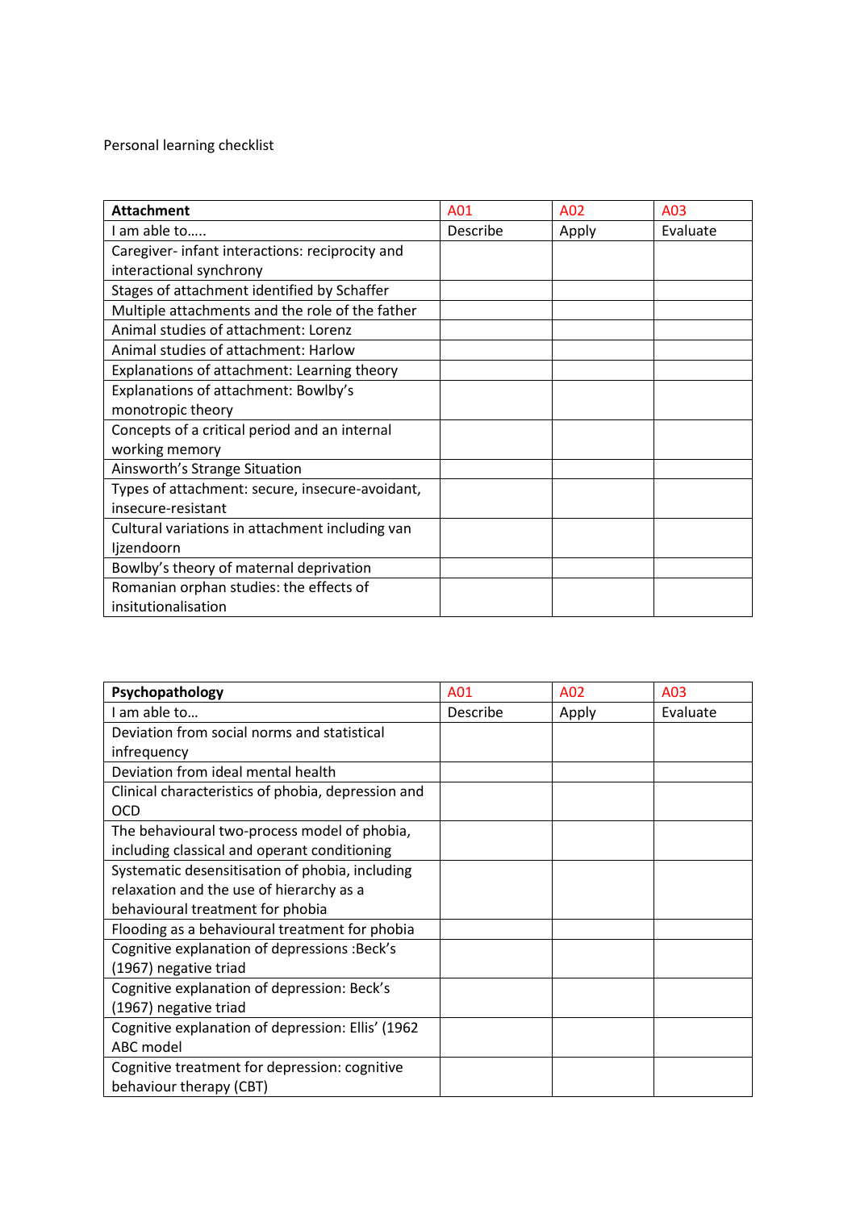Personal learning checklist

| **Attachment** | A01 | A02 | A03 |
|---|---|---|---|
| I am able to….. | Describe | Apply | Evaluate |
| Caregiver- infant interactions: reciprocity and interactional synchrony | | | |
| Stages of attachment identified by Schaffer | | | |
| Multiple attachments and the role of the father | | | |
| Animal studies of attachment: Lorenz | | | |
| Animal studies of attachment: Harlow | | | |
| Explanations of attachment: Learning theory | | | |
| Explanations of attachment: Bowlby's monotropic theory | | | |
| Concepts of a critical period and an internal working memory | | | |
| Ainsworth's Strange Situation | | | |
| Types of attachment: secure, insecure-avoidant, insecure-resistant | | | |
| Cultural variations in attachment including van Ijzendoorn | | | |
| Bowlby's theory of maternal deprivation | | | |
| Romanian orphan studies: the effects of insitutionalisation | | | |

| **Psychopathology** | A01 | A02 | A03 |
|---|---|---|---|
| I am able to… | Describe | Apply | Evaluate |
| Deviation from social norms and statistical infrequency | | | |
| Deviation from ideal mental health | | | |
| Clinical characteristics of phobia, depression and OCD | | | |
| The behavioural two-process model of phobia, including classical and operant conditioning | | | |
| Systematic desensitisation of phobia, including relaxation and the use of hierarchy as a behavioural treatment for phobia | | | |
| Flooding as a behavioural treatment for phobia | | | |
| Cognitive explanation of depressions :Beck's (1967) negative triad | | | |
| Cognitive explanation of depression: Beck's (1967) negative triad | | | |
| Cognitive explanation of depression: Ellis' (1962 ABC model | | | |
| Cognitive treatment for depression: cognitive behaviour therapy (CBT) | | | |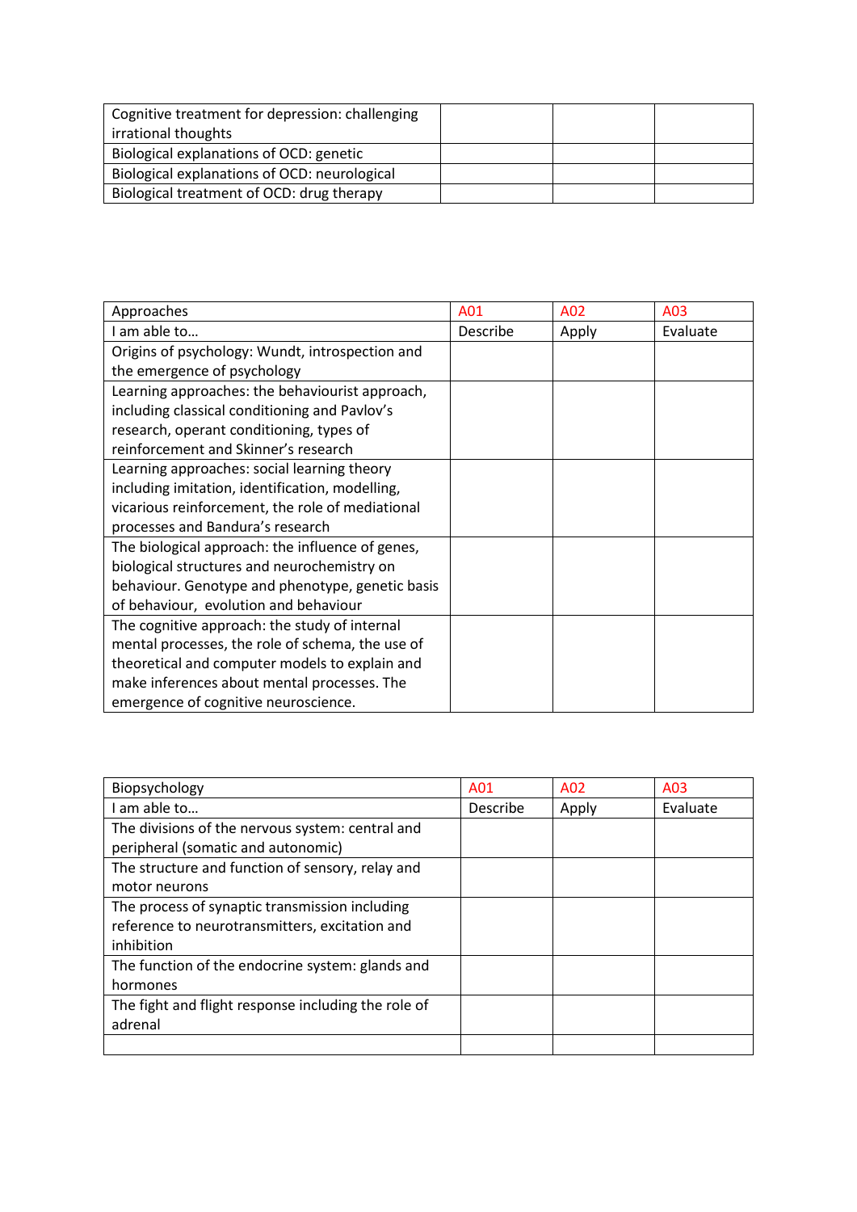| Cognitive treatment for depression: challenging irrational thoughts | | | |
|---|---|---|---|
| Biological explanations of OCD: genetic | | | |
| Biological explanations of OCD: neurological | | | |
| Biological treatment of OCD: drug therapy | | | |

| Approaches | A01 | A02 | A03 |
|---|---|---|---|
| I am able to… | Describe | Apply | Evaluate |
| Origins of psychology: Wundt, introspection and the emergence of psychology | | | |
| Learning approaches: the behaviourist approach, including classical conditioning and Pavlov's research, operant conditioning, types of reinforcement and Skinner's research | | | |
| Learning approaches: social learning theory including imitation, identification, modelling, vicarious reinforcement, the role of mediational processes and Bandura's research | | | |
| The biological approach: the influence of genes, biological structures and neurochemistry on behaviour. Genotype and phenotype, genetic basis of behaviour, evolution and behaviour | | | |
| The cognitive approach: the study of internal mental processes, the role of schema, the use of theoretical and computer models to explain and make inferences about mental processes. The emergence of cognitive neuroscience. | | | |

| Biopsychology | A01 | A02 | A03 |
|---|---|---|---|
| I am able to… | Describe | Apply | Evaluate |
| The divisions of the nervous system: central and peripheral (somatic and autonomic) | | | |
| The structure and function of sensory, relay and motor neurons | | | |
| The process of synaptic transmission including reference to neurotransmitters, excitation and inhibition | | | |
| The function of the endocrine system: glands and hormones | | | |
| The fight and flight response including the role of adrenal | | | |
| | | | |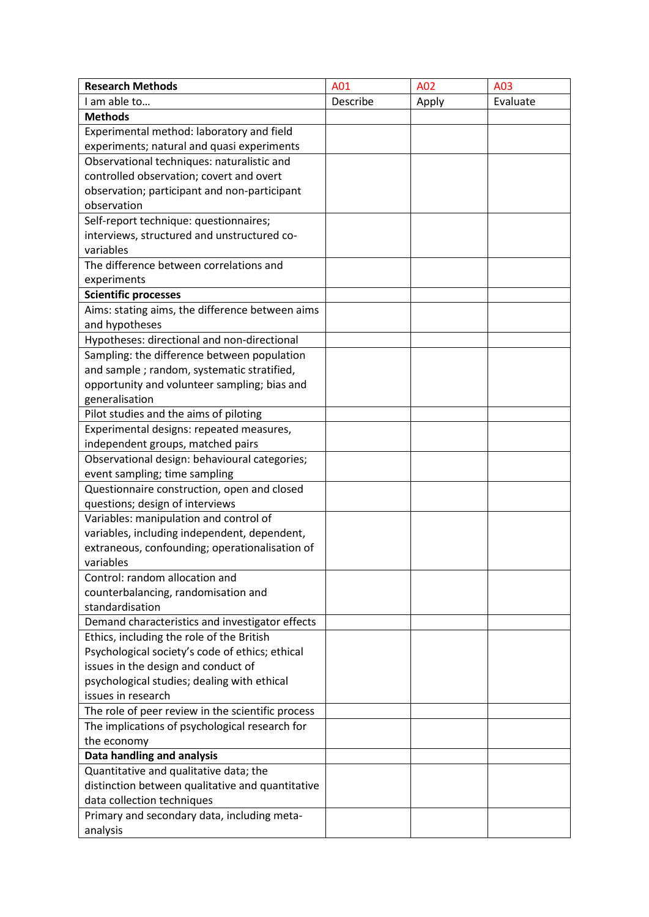| **Research Methods** | A01 | A02 | A03 |
|---|---|---|---|
| I am able to… | Describe | Apply | Evaluate |
| **Methods** | | | |
| Experimental method: laboratory and field experiments; natural and quasi experiments | | | |
| Observational techniques: naturalistic and controlled observation; covert and overt observation; participant and non-participant observation | | | |
| Self-report technique: questionnaires; interviews, structured and unstructured co-variables | | | |
| The difference between correlations and experiments | | | |
| **Scientific processes** | | | |
| Aims: stating aims, the difference between aims and hypotheses | | | |
| Hypotheses: directional and non-directional | | | |
| Sampling: the difference between population and sample ; random, systematic stratified, opportunity and volunteer sampling; bias and generalisation | | | |
| Pilot studies and the aims of piloting | | | |
| Experimental designs: repeated measures, independent groups, matched pairs | | | |
| Observational design: behavioural categories; event sampling; time sampling | | | |
| Questionnaire construction, open and closed questions; design of interviews | | | |
| Variables: manipulation and control of variables, including independent, dependent, extraneous, confounding; operationalisation of variables | | | |
| Control: random allocation and counterbalancing, randomisation and standardisation | | | |
| Demand characteristics and investigator effects | | | |
| Ethics, including the role of the British Psychological society's code of ethics; ethical issues in the design and conduct of psychological studies; dealing with ethical issues in research | | | |
| The role of peer review in the scientific process | | | |
| The implications of psychological research for the economy | | | |
| **Data handling and analysis** | | | |
| Quantitative and qualitative data; the distinction between qualitative and quantitative data collection techniques | | | |
| Primary and secondary data, including meta-analysis | | | |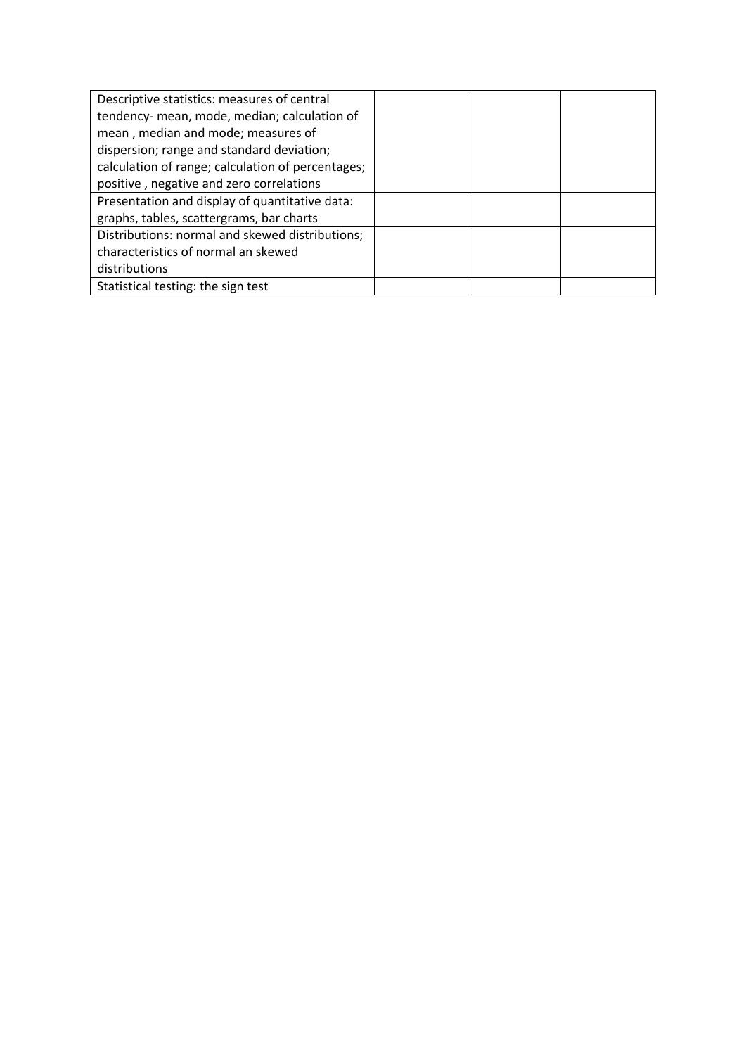| | | | |
|---|---|---|---|
| Descriptive statistics: measures of central tendency- mean, mode, median; calculation of mean , median and mode; measures of dispersion; range and standard deviation; calculation of range; calculation of percentages; positive , negative and zero correlations | | | |
| Presentation and display of quantitative data: graphs, tables, scattergrams, bar charts | | | |
| Distributions: normal and skewed distributions; characteristics of normal an skewed distributions | | | |
| Statistical testing: the sign test | | | |